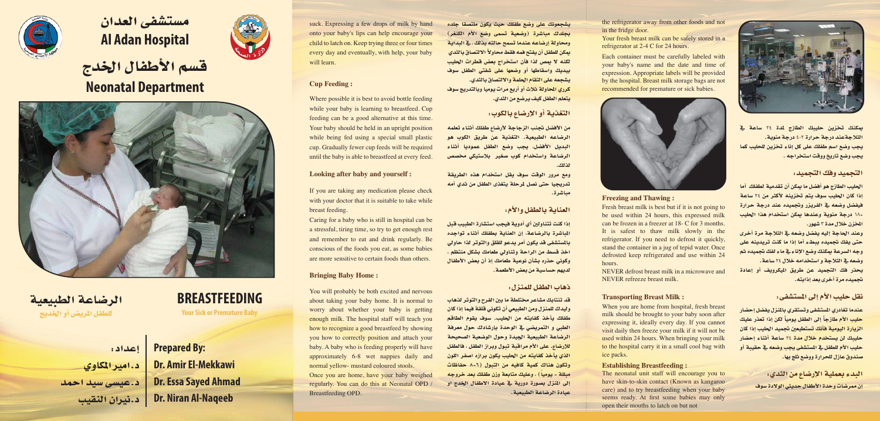# مستشفى العدان
# Al Adan Hospital

## قسم الأطفال الخدج
## Neonatal Department

## الرضاعة الطبيعية
للطفل المريض أو الخديج

## BREASTFEEDING
Your Sick or Premature Baby

**إعداد:**
د.امير المكاوي
د.عيسى سيد احمد
د.نيران النقيب

**Prepared By:**
**Dr. Amir El-Mekkawi**
**Dr. Essa Sayed Ahmad**
**Dr. Niran Al-Naqeeb**

suck. Expressing a few drops of milk by hand onto your baby's lips can help encourage your child to latch on. Keep trying three or four times every day and eventually, with help, your baby will learn.

### Cup Feeding :

Where possible it is best to avoid bottle feeding while your baby is learning to breastfeed. Cup feeding can be a good alternative at this time. Your baby should be held in an upright position while being fed using a special small plastic cup. Gradually fewer cup feeds will be required until the baby is able to breastfeed at every feed.

### Looking after baby and yourself :

If you are taking any medication please check with your doctor that it is suitable to take while breast feeding.

Caring for a baby who is still in hospital can be a stressful, tiring time, so try to get enough rest and remember to eat and drink regularly. Be conscious of the foods you eat, as some babies are more sensitive to certain foods than others.

### Bringing Baby Home :

You will probably be both excited and nervous about taking your baby home. It is normal to worry about whether your baby is getting enough milk. The hospital staff will teach you how to recognize a good breastfeed by showing you how to correctly position and attach your baby. A baby who is feeding properly will have approximately 6-8 wet nappies daily and normal yellow- mustard coloured stools.

Once you are home, have your baby weighed regularly. You can do this at Neonatal OPD / Breastfeeding OPD.

يشجعونك على وضع طفلك حيث يكون ملتصقا جلده بجلدك مباشرة (وضعية تسمى وضع الأم الكنغر) ومحاولة ارضاعه عندما تسمح حالته بذلك . في البداية يمكن للطفل أن يفتح فمه فقط محاولاً الالتصاق بالثدي لكنه لا يمص لذا فأن استخراج بعض قطرات الحليب بيديك واسقاطها أو وضعها على شفتي الطفل سوف يشجعه على التقام الحلمة والالتصاق بالثدي. كرري المحاولة ثلاث أو أربع مرات يوميا وبالتدريج سوف يتعلم الطفل كيف يرضع من الثدي.

### التغذية أو الارضاع بالكوب:

من الأفضل تجنب الزجاجة لأرضاع طفلك أثناء تعلمه الرضاعه الطبيعية. التغذية عن طريق الكوب هو البديل الأفضل. يجب وضع الطفل عموديا أثناء الرضاعة واستخدام كوب صغير بلاستيكي مخصص لذلك.

ومع مرور الوقت سوف يقل استخدام هذه الطريقة تدريجيا حتى نصل لمرحلة يتغذى الطفل من ثدي أمه مباشرة.

### العناية بالطفل والأم:

إذا كنت تتناولين أي أدوية فيجب استشارة الطبيب قبل المباشرة بالرضاعة. إن العناية بطفلك أثناء تواجده بالمستشفى قد يكون أمر يدعو للقلق والتوتر لذا حاولي اخذ قسط من الراحة وتناولي طعامك بشكل منتظم ، وكوني حذره بشأن نوعية طعامك إذ أن بعض الأطفال لديهم حساسية من بعض الأطعمة.

### ذهاب الطفل للمنزل:

قد تنتابك مشاعر مختلطة ما بين الفرح والتوتر لذهاب وليدك للمنزل ومن الطبيعي أن تكوني قلقة فيما إذا كان طفلك يأخذ كفايته من الحليب. سوف يقوم الطاقم الطبي و التمريضي في الوحدة بإرشادك حول معرفة الرضاعة الطبيعية الجيدة وحول الوضعية الصحيحة للارضاع. على الأم مراقبة تبول وبراز الطفل ، فالطفل الذي يأخذ كفايته من الحليب يكون برازه اصفر اللون وتكون هناك كمية كافيه من التبول (٦-٨ حفاظات مبللة - يوميا) ، وعليك متابعة وزن طفلك بعد خروجه إلى المنزل بصورة دورية في عيادة الاطفال الخدج او عيادة الرضاعة الطبيعية.

the refrigerator away from other foods and not in the fridge door.

Your fresh breast milk can be safely stored in a refrigerator at 2-4 C for 24 hours.

Each container must be carefully labeled with your baby's name and the date and time of expression. Appropriate labels will be provided by the hospital. Breast milk storage bags are not recommended for premature or sick babies.

### Freezing and Thawing :

Fresh breast milk is best but if it is not going to be used within 24 hours, this expressed milk can be frozen in a freezer at 18- C for 3 months. It is safest to thaw milk slowly in the refrigerator. If you need to defrost it quickly, stand the container in a jug of tepid water. Once defrosted keep refrigerated and use within 24 hours.

NEVER defrost breast milk in a microwave and NEVER refreeze breast milk.

### Transporting Breast Milk :

When you are home from hospital, fresh breast milk should be brought to your baby soon after expressing it, ideally every day. If you cannot visit daily then freeze your milk if it will not be used within 24 hours. When bringing your milk to the hospital carry it in a small cool bag with ice packs.

### Establishing Breastfeeding :

The neonatal unit staff will encourage you to have skin-to-skin contact (Known as kangaroo care) and to try breastfeeding when your baby seems ready. At first some babies may only open their mouths to latch on but not

يمكنك تخزين حليبك الطازج لمدة ٢٤ ساعة في الثلاجة عند درجة حرارة ٢-٤ درجة مئوية.
يجب وضع اسم طفلك على كل إناء تخزين للحليب كما يجب وضع تاريخ ووقت استخراجه .

### التجميد وفك التجميد:

الحليب الطازج هو أفضل ما يمكن أن تقدمية لطفلك أما إذا كان الحليب سوف يتم تخزينه لأكثر من ٢٤ ساعة فيفضل وضعه في الفريزر وتجميده عند درجة حرارة -١٨ درجة مئوية وعندها يمكن استخدام هذا الحليب المخزن خلال مدة ٣ شهور.

وعند الحاجة اليه يفضل وضعه في الثلاجة مرة أخرى حتى يفك تجميده ببطء أما إذا ما كنت تريدينه على وجه السرعة يمكنك وضع الإناء في ماء فاتر لفك تجميده ثم وضعه في الثلاجة و استخدامه خلال ٢٤ ساعة.

يحذر فك التجميد عن طريق الميكرويف أو إعادة تجميده مرة أخرى بعد إذابته.

### نقل حليب الأم إلى المستشفى:

عندما تغادري المستشفى وتستقري بالمنزل يفضل إحضار حليب الأم طازجاً إلى الطفل يومياً لكن إذا تعذر عليك الزيارة اليومية فأنك تستطيعين تجميد الحليب إذا كان حليبك لن يستخدم خلال مدة ٢٤ ساعة أثناء إحضار حليب الأم للطفل في المستشفى يجب وضعه في حقيبة أو صندوق عازل للحرارة ووضع ثلج بها.

### البدء بعملية الإرضاع من الثدي:

إن ممرضات وحدة الأطفال حديثي الولادة سوف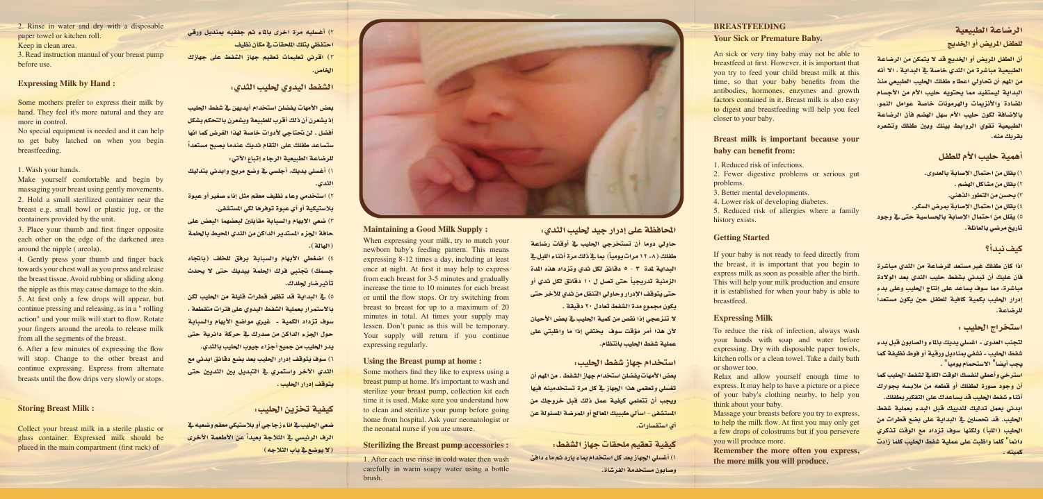# BREASTFEEDING

## Your Sick or Premature Baby.

An sick or very tiny baby may not be able to breastfeed at first. However, it is important that you try to feed your child breast milk at this time, so that your baby benefits from the antibodies, hormones, enzymes and growth factors contained in it. Breast milk is also easy to digest and breastfeeding will help you feel closer to your baby.

### Breast milk is important because your baby can benefit from:

1. Reduced risk of infections.
2. Fewer digestive problems or serious gut problems.
3. Better mental developments.
4. Lower risk of developing diabetes.
5. Reduced risk of allergies where a family history exists.

### Getting Started

If your baby is not ready to feed directly from the breast, it is important that you begin to express milk as soon as possible after the birth. This will help your milk production and ensure it is established for when your baby is able to breastfeed.

### Expressing Milk

To reduce the risk of infection, always wash your hands with soap and water before expressing. Dry with disposable paper towels, kitchen rolls or a clean towel. Take a daily bath or shower too.

Relax and allow yourself enough time to express. It may help to have a picture or a piece of your baby's clothing nearby, to help you think about your baby.

Massage your breasts before you try to express, to help the milk flow. At first you may only get a few drops of colostrums but if you persevere you will produce more.

**Remember the more often you express, the more milk you will produce.**

# الرضاعة الطبيعية

## للطفل المريض أو الخديج

أن الطفل المريض أو الخديج قد لا يتمكن من الرضاعة الطبيعية مباشرة من الثدي خاصة في البداية ، الا أنه من المهم أن تحاولي اعطاء طفلك الحليب الطبيعي منذ البداية ليستفيد مما يحتويه حليب الأم من الأجسام المضادة والأنزيمات والهرمونات خاصة عوامل النمو، بالإضافة لكون حليب الأم سهل الهضم فأن الرضاعة الطبيعية تقوي الروابط بينك وبين طفلك وتشعره بقربك منه.

### أهمية حليب الأم للطفل

١) يقلل من احتمال الإصابة بالعدوى.
٢) يقلل من مشاكل الهضم .
٣) يحسن من التطور الذهني.
٤) يقلل من احتمال الإصابة بمرض السكر.
٥) يقلل من احتمال الاصابة بالحساسية حتى في وجود تاريخ مرضي بالعائلة.

### كيف نبدأ؟

اذا كان طفلك غير مستعد للرضاعة من الثدي مباشرة فان عليك أن تبدئي بشفط حليب الثدي بعد الولادة مباشرة، مما سوف يساعد على إنتاج الحليب وعلى بدء إدرار الحليب بكمية كافية للطفل حين يكون مستعداً للرضاعة.

### استخراج الحليب :

لتجنب العدوى - اغسلي يديك بالماء والصابون قبل بدء شفط الحليب - نشفي بمناديل ورقية أو فوط نظيفة كما يجب أيضاً" الاستحمام يومياً" .

استرخي وأعطي لنفسك الوقت الكافي لشفط الحليب كما أن وجود صورة لطفلك أو قطعه من ملابسه بجوارك أثناء شفط الحليب قد يساعدك على التفكير بطفلك.

ابدئي بعمل تدليك لثديك قبل البدء بعملية شفط الحليب. قد تحصلين في البداية على بضع قطرات من الحليب (اللبأ) ولكنها سوف تزداد مع الوقت تذكري دائما" كلما واظبت على عملية شفط الحليب كلما زادت كميته .

### Maintaining a Good Milk Supply :

When expressing your milk, try to match your newborn baby's feeding pattern. This means expressing 8-12 times a day, including at least once at night. At first it may help to express from each breast for 3-5 minutes and gradually increase the time to 10 minutes for each breast or until the flow stops. Or try switching from breast to breast for up to a maximum of 20 minutes in total. At times your supply may lessen. Don't panic as this will be temporary. Your supply will return if you continue expressing regularly.

### Using the Breast pump at home :

Some mothers find they like to express using a breast pump at home. It's important to wash and sterilize your breast pump, collection kit each time it is used. Make sure you understand how to clean and sterilize your pump before going home from hospital. Ask your neonatologist or the neonatal nurse if you are unsure.

### Sterilizing the Breast pump accessories :

1. After each use rinse in cold water then wash carefully in warm soapy water using a bottle brush.
2. Rinse in water and dry with a disposable paper towel or kitchen roll.
Keep in clean area.
3. Read instruction manual of your breast pump before use.

### المحافظة على إدرار جيد لحليب الثدي:

حاولي دوما أن تستخرجي الحليب في أوقات رضاعة طفلك (٨-١٢ مرات يومياً) بما في ذلك مرة أثناء الليل في البداية لمدة ٣ - ٥ دقائق لكل ثدي وتزداد هذه المدة الزمنية تدريجياً حتى تصل ل ١٠ دقائق لكل ثدي أو حتى يتوقف الإدرار وحاولي التنقل من ثدي للآخر حتى يكون مجموع مدة الشفط تعادل ٢٠ دقيقة .

لا تنزعجي إذا نقص من كمية الحليب في بعض الأحيان لأن هذا أمر مؤقت سوف يختفي إذا ما واظبتي على عملية شفط الحليب بانتظام.

### استخدام جهاز شفط الحليب:

بعض الأمهات يفضلن استخدام جهاز الشفط . من المهم أن تغسلي وتعقمي هذا الجهاز في كل مرة تستخدمينه فيها ويجب أن تتعلمي كيفية عمل ذلك قبل خروجك من المستشفى - اسألي طبيبك المعالج أو الممرضة المسئولة عن أي استفسارات.

### كيفية تعقيم ملحقات جهاز الشفط:

١) أغسلي الجهاز بعد كل استخدام بماء بارد ثم ماء دافئ وصابون مستخدمة الفرشاة.
٢) أغسليه مرة اخرى بالماء ثم جففيه بمنديل ورقي احتفظي بتلك الملحقات في مكان نظيف
٣) اقرئي تعليمات تعقيم جهاز الشفط على جهازك الخاص.

### Expressing Milk by Hand :

Some mothers prefer to express their milk by hand. They feel it's more natural and they are more in control.

No special equipment is needed and it can help to get baby latched on when you begin breastfeeding.

1. Wash your hands.
Make yourself comfortable and begin by massaging your breast using gently movements.
2. Hold a small sterilized container near the breast e.g. small bowl or plastic jug, or the containers provided by the unit.
3. Place your thumb and first finger opposite each other on the edge of the darkened area around the nipple ( areola).
4. Gently press your thumb and finger back towards your chest wall as you press and release the breast tissue. Avoid rubbing or sliding along the nipple as this may cause damage to the skin.
5. At first only a few drops will appear, but continue pressing and releasing, as in a " rolling action" and your milk will start to flow. Rotate your fingers around the areola to release milk from all the segments of the breast.
6. After a few minutes of expressing the flow will stop. Change to the other breast and continue expressing. Express from alternate breasts until the flow drips very slowly or stops.

### Storing Breast Milk :

Collect your breast milk in a sterile plastic or glass container. Expressed milk should be placed in the main compartment (first rack) of

### الشفط اليدوي لحليب الثدي:

بعض الأمهات يفضلن استخدام أيديهن في شفط الحليب إذ يشعرن أن ذلك أقرب للطبيعة ويشعرن بالتحكم بشكل أفضل . لن تحتاجي لأدوات خاصة لهذا الغرض كما انها ستساعد طفلك على التقام ثديك عندما يصبح مستعداً للرضاعة الطبيعية الرجاء إتباع الآتي:

١) أغسلي يديك، أجلسي في وضع مريح وابدئي بتدليك الثدي.
٢) استخدمي وعاء نظيف معقم مثل إناء صغير أو عبوة بلاستيكية أو أي عبوة توفرها لكي المستشفى.
٣) ضعي الإبهام والسبابة مقابلين لبعضهما البعض على حافة الجزء المستدير الداكن من الثدي المحيط بالحلمة (الهالة).
٤) اضغطي الأبهام والسبابة برفق للخلف (باتجاه جسمك) تجنبي فرك الحلمة بيديك حتى لا يحدث تأثير ضار لجلدك.
٥) في البداية قد تظهر قطرات قليلة من الحليب لكن بالاستمرار بعملية الشفط اليدوي على فترات متقطعة ، سوف تزداد الكمية - غيري مواضع الأبهام والسبابة حول الجزء الداكن من صدرك في حركة دائرية حتى يدر الحليب من جميع أجزاء جيوب الحليب بالثدي.
٦) سوف يتوقف إدرار الحليب بعد بضع دقائق ابدئي مع الثدي الآخر واستمري في التبديل بين الثديين حتى يتوقف إدرار الحليب .

### كيفية تخزين الحليب:

ضعي الحليب في اناء زجاجي أو بلاستيكي معقم وضعيه في الرف الرئيسي في الثلاجة بعيداً عن الأطعمة الأخرى (لا يوضع في باب الثلاجة)